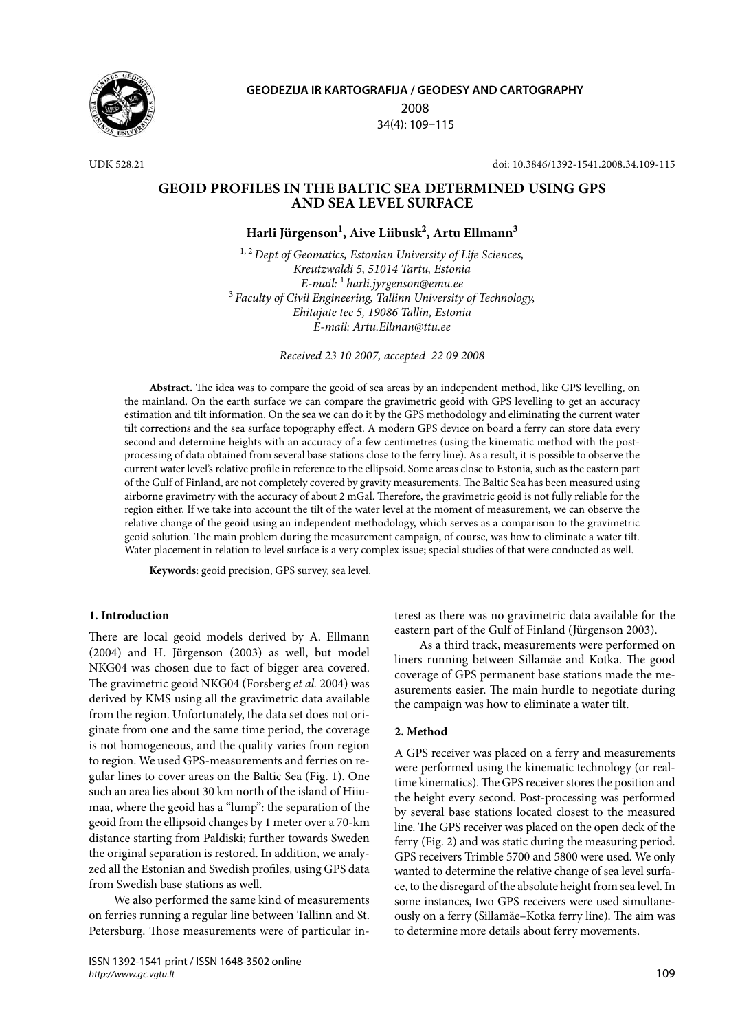UDK 528.21

doi: 10.3846/1392-1541.2008.34.109-115

# GEOID PROFILES IN THE BALTIC SEA DETERMINED USING GPS AND SEA LEVEL SURFACE

**Harli Jürgenson[1], Aive Liibusk[2], Artu Ellmann[3]**

[1, 2] *Dept of Geomatics, Estonian University of Life Sciences, Kreutzwaldi 5, 51014 Tartu, Estonia*
*E-mail:* [1] *harli.jyrgenson@emu.ee*
[3] *Faculty of Civil Engineering, Tallinn University of Technology, Ehitajate tee 5, 19086 Tallin, Estonia*
*E-mail: Artu.Ellman@ttu.ee*

*Received 23 10 2007, accepted 22 09 2008*

**Abstract.** The idea was to compare the geoid of sea areas by an independent method, like GPS levelling, on the mainland. On the earth surface we can compare the gravimetric geoid with GPS levelling to get an accuracy estimation and tilt information. On the sea we can do it by the GPS methodology and eliminating the current water tilt corrections and the sea surface topography effect. A modern GPS device on board a ferry can store data every second and determine heights with an accuracy of a few centimetres (using the kinematic method with the post-processing of data obtained from several base stations close to the ferry line). As a result, it is possible to observe the current water level's relative profile in reference to the ellipsoid. Some areas close to Estonia, such as the eastern part of the Gulf of Finland, are not completely covered by gravity measurements. The Baltic Sea has been measured using airborne gravimetry with the accuracy of about 2 mGal. Therefore, the gravimetric geoid is not fully reliable for the region either. If we take into account the tilt of the water level at the moment of measurement, we can observe the relative change of the geoid using an independent methodology, which serves as a comparison to the gravimetric geoid solution. The main problem during the measurement campaign, of course, was how to eliminate a water tilt. Water placement in relation to level surface is a very complex issue; special studies of that were conducted as well.

**Keywords:** geoid precision, GPS survey, sea level.

## 1. Introduction

There are local geoid models derived by A. Ellmann (2004) and H. Jürgenson (2003) as well, but model NKG04 was chosen due to fact of bigger area covered. The gravimetric geoid NKG04 (Forsberg *et al.* 2004) was derived by KMS using all the gravimetric data available from the region. Unfortunately, the data set does not originate from one and the same time period, the coverage is not homogeneous, and the quality varies from region to region. We used GPS-measurements and ferries on regular lines to cover areas on the Baltic Sea (Fig. 1). One such an area lies about 30 km north of the island of Hiiumaa, where the geoid has a "lump": the separation of the geoid from the ellipsoid changes by 1 meter over a 70-km distance starting from Paldiski; further towards Sweden the original separation is restored. In addition, we analyzed all the Estonian and Swedish profiles, using GPS data from Swedish base stations as well.

We also performed the same kind of measurements on ferries running a regular line between Tallinn and St. Petersburg. Those measurements were of particular interest as there was no gravimetric data available for the eastern part of the Gulf of Finland (Jürgenson 2003).

As a third track, measurements were performed on liners running between Sillamäe and Kotka. The good coverage of GPS permanent base stations made the measurements easier. The main hurdle to negotiate during the campaign was how to eliminate a water tilt.

## 2. Method

A GPS receiver was placed on a ferry and measurements were performed using the kinematic technology (or real-time kinematics). The GPS receiver stores the position and the height every second. Post-processing was performed by several base stations located closest to the measured line. The GPS receiver was placed on the open deck of the ferry (Fig. 2) and was static during the measuring period. GPS receivers Trimble 5700 and 5800 were used. We only wanted to determine the relative change of sea level surface, to the disregard of the absolute height from sea level. In some instances, two GPS receivers were used simultaneously on a ferry (Sillamäe–Kotka ferry line). The aim was to determine more details about ferry movements.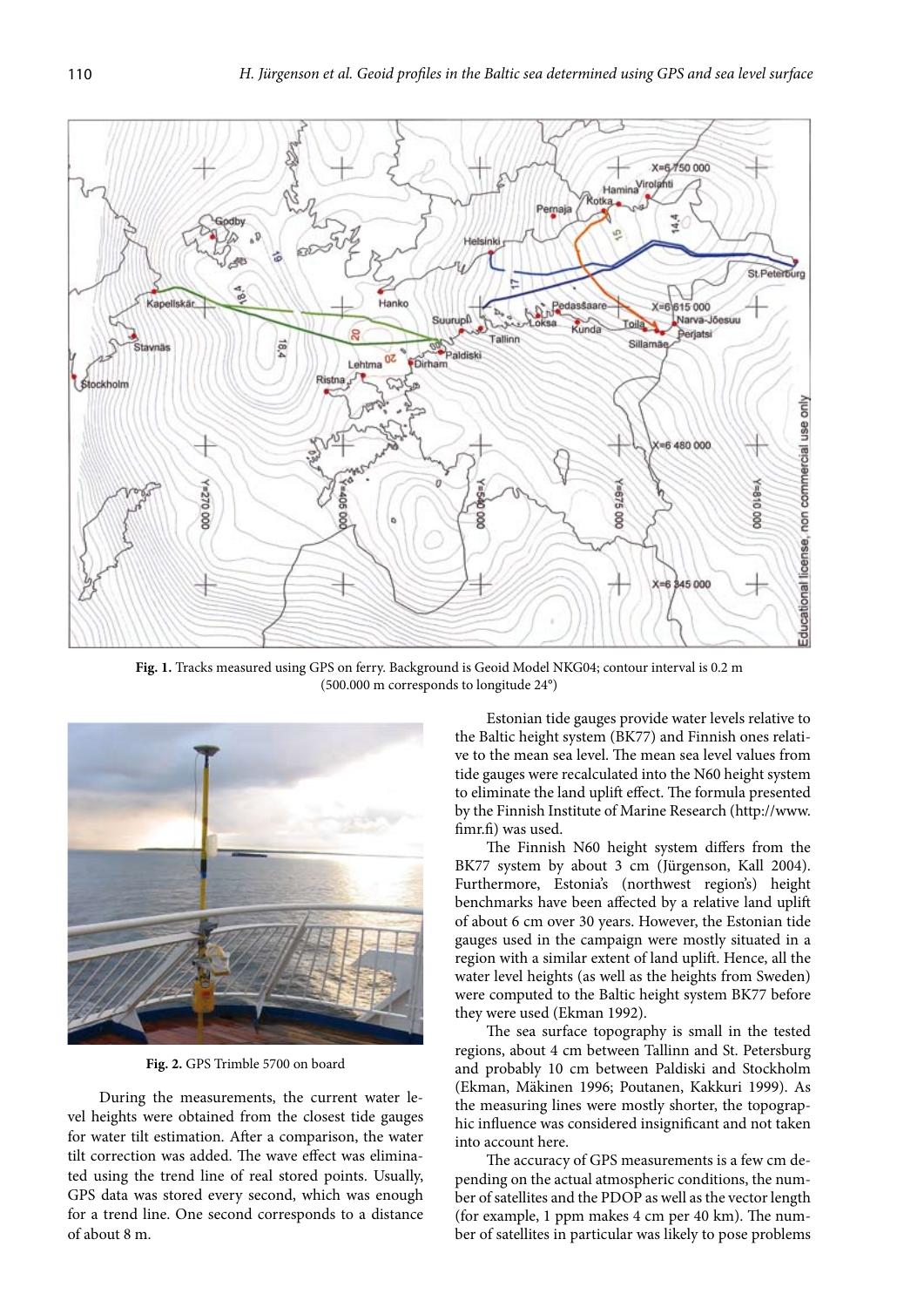Fig. 1. Tracks measured using GPS on ferry. Background is Geoid Model NKG04; contour interval is 0.2 m (500.000 m corresponds to longitude 24°)

Fig. 2. GPS Trimble 5700 on board

During the measurements, the current water level heights were obtained from the closest tide gauges for water tilt estimation. After a comparison, the water tilt correction was added. The wave effect was eliminated using the trend line of real stored points. Usually, GPS data was stored every second, which was enough for a trend line. One second corresponds to a distance of about 8 m.

Estonian tide gauges provide water levels relative to the Baltic height system (BK77) and Finnish ones relative to the mean sea level. The mean sea level values from tide gauges were recalculated into the N60 height system to eliminate the land uplift effect. The formula presented by the Finnish Institute of Marine Research (http://www.fimr.fi) was used.

The Finnish N60 height system differs from the BK77 system by about 3 cm (Jürgenson, Kall 2004). Furthermore, Estonia's (northwest region's) height benchmarks have been affected by a relative land uplift of about 6 cm over 30 years. However, the Estonian tide gauges used in the campaign were mostly situated in a region with a similar extent of land uplift. Hence, all the water level heights (as well as the heights from Sweden) were computed to the Baltic height system BK77 before they were used (Ekman 1992).

The sea surface topography is small in the tested regions, about 4 cm between Tallinn and St. Petersburg and probably 10 cm between Paldiski and Stockholm (Ekman, Mäkinen 1996; Poutanen, Kakkuri 1999). As the measuring lines were mostly shorter, the topographic influence was considered insignificant and not taken into account here.

The accuracy of GPS measurements is a few cm depending on the actual atmospheric conditions, the number of satellites and the PDOP as well as the vector length (for example, 1 ppm makes 4 cm per 40 km). The number of satellites in particular was likely to pose problems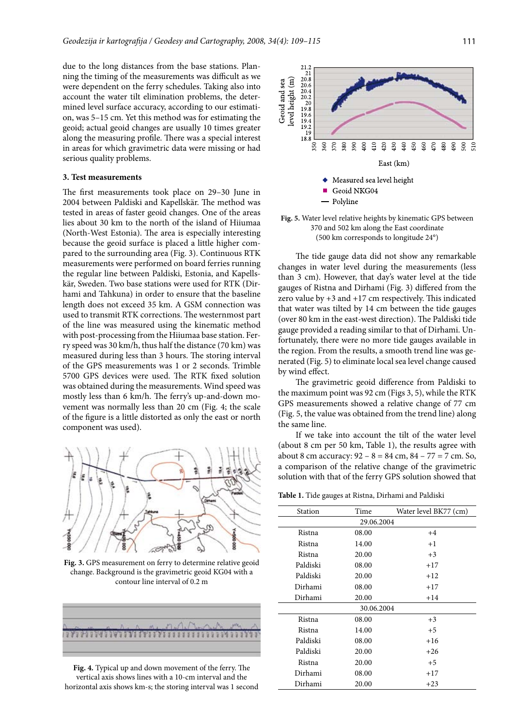due to the long distances from the base stations. Planning the timing of the measurements was difficult as we were dependent on the ferry schedules. Taking also into account the water tilt elimination problems, the determined level surface accuracy, according to our estimation, was 5–15 cm. Yet this method was for estimating the geoid; actual geoid changes are usually 10 times greater along the measuring profile. There was a special interest in areas for which gravimetric data were missing or had serious quality problems.

### 3. Test measurements

The first measurements took place on 29–30 June in 2004 between Paldiski and Kapellskär. The method was tested in areas of faster geoid changes. One of the areas lies about 30 km to the north of the island of Hiiumaa (North-West Estonia). The area is especially interesting because the geoid surface is placed a little higher compared to the surrounding area (Fig. 3). Continuous RTK measurements were performed on board ferries running the regular line between Paldiski, Estonia, and Kapellskär, Sweden. Two base stations were used for RTK (Dirhami and Tahkuna) in order to ensure that the baseline length does not exceed 35 km. A GSM connection was used to transmit RTK corrections. The westernmost part of the line was measured using the kinematic method with post-processing from the Hiiumaa base station. Ferry speed was 30 km/h, thus half the distance (70 km) was measured during less than 3 hours. The storing interval of the GPS measurements was 1 or 2 seconds. Trimble 5700 GPS devices were used. The RTK fixed solution was obtained during the measurements. Wind speed was mostly less than 6 km/h. The ferry's up-and-down movement was normally less than 20 cm (Fig. 4; the scale of the figure is a little distorted as only the east or north component was used).

**Fig. 3.** GPS measurement on ferry to determine relative geoid change. Background is the gravimetric geoid KG04 with a contour line interval of 0.2 m

**Fig. 4.** Typical up and down movement of the ferry. The vertical axis shows lines with a 10-cm interval and the horizontal axis shows km-s; the storing interval was 1 second

**Fig. 5.** Water level relative heights by kinematic GPS between 370 and 502 km along the East coordinate (500 km corresponds to longitude 24°)

The tide gauge data did not show any remarkable changes in water level during the measurements (less than 3 cm). However, that day's water level at the tide gauges of Ristna and Dirhami (Fig. 3) differed from the zero value by +3 and +17 cm respectively. This indicated that water was tilted by 14 cm between the tide gauges (over 80 km in the east-west direction). The Paldiski tide gauge provided a reading similar to that of Dirhami. Unfortunately, there were no more tide gauges available in the region. From the results, a smooth trend line was generated (Fig. 5) to eliminate local sea level change caused by wind effect.

The gravimetric geoid difference from Paldiski to the maximum point was 92 cm (Figs 3, 5), while the RTK GPS measurements showed a relative change of 77 cm (Fig. 5, the value was obtained from the trend line) along the same line.

If we take into account the tilt of the water level (about 8 cm per 50 km, Table 1), the results agree with about 8 cm accuracy: 92 – 8 = 84 cm, 84 – 77 = 7 cm. So, a comparison of the relative change of the gravimetric solution with that of the ferry GPS solution showed that

**Table 1.** Tide gauges at Ristna, Dirhami and Paldiski

| Station | Time | Water level BK77 (cm) |
|---|---|---|
| | 29.06.2004 | |
| Ristna | 08.00 | +4 |
| Ristna | 14.00 | +1 |
| Ristna | 20.00 | +3 |
| Paldiski | 08.00 | +17 |
| Paldiski | 20.00 | +12 |
| Dirhami | 08.00 | +17 |
| Dirhami | 20.00 | +14 |
| | 30.06.2004 | |
| Ristna | 08.00 | +3 |
| Ristna | 14.00 | +5 |
| Paldiski | 08.00 | +16 |
| Paldiski | 20.00 | +26 |
| Ristna | 20.00 | +5 |
| Dirhami | 08.00 | +17 |
| Dirhami | 20.00 | +23 |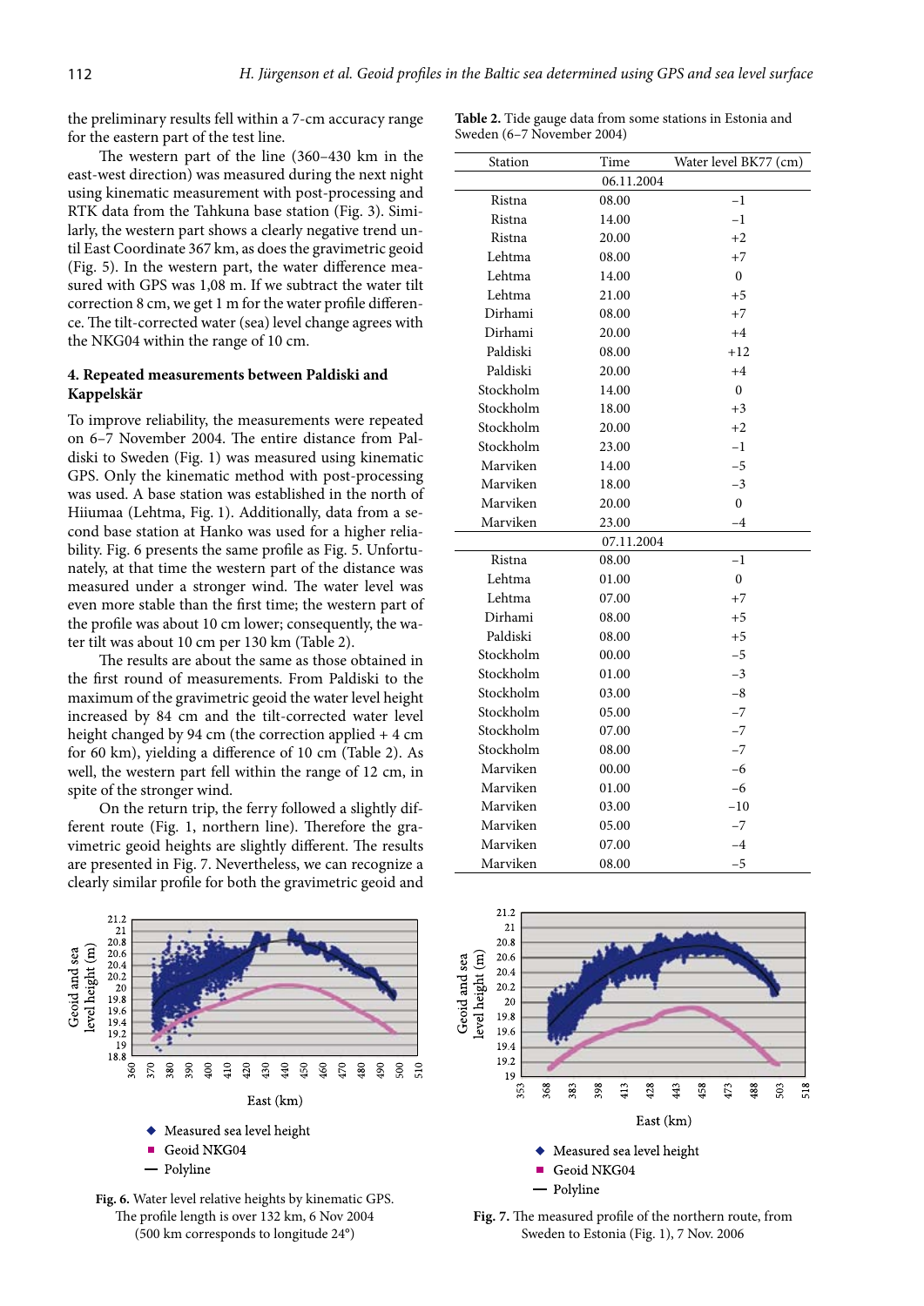the preliminary results fell within a 7-cm accuracy range for the eastern part of the test line.

The western part of the line (360–430 km in the east-west direction) was measured during the next night using kinematic measurement with post-processing and RTK data from the Tahkuna base station (Fig. 3). Similarly, the western part shows a clearly negative trend until East Coordinate 367 km, as does the gravimetric geoid (Fig. 5). In the western part, the water difference measured with GPS was 1,08 m. If we subtract the water tilt correction 8 cm, we get 1 m for the water profile difference. The tilt-corrected water (sea) level change agrees with the NKG04 within the range of 10 cm.

## 4. Repeated measurements between Paldiski and Kappelskär

To improve reliability, the measurements were repeated on 6–7 November 2004. The entire distance from Paldiski to Sweden (Fig. 1) was measured using kinematic GPS. Only the kinematic method with post-processing was used. A base station was established in the north of Hiiumaa (Lehtma, Fig. 1). Additionally, data from a second base station at Hanko was used for a higher reliability. Fig. 6 presents the same profile as Fig. 5. Unfortunately, at that time the western part of the distance was measured under a stronger wind. The water level was even more stable than the first time; the western part of the profile was about 10 cm lower; consequently, the water tilt was about 10 cm per 130 km (Table 2).

The results are about the same as those obtained in the first round of measurements. From Paldiski to the maximum of the gravimetric geoid the water level height increased by 84 cm and the tilt-corrected water level height changed by 94 cm (the correction applied + 4 cm for 60 km), yielding a difference of 10 cm (Table 2). As well, the western part fell within the range of 12 cm, in spite of the stronger wind.

On the return trip, the ferry followed a slightly different route (Fig. 1, northern line). Therefore the gravimetric geoid heights are slightly different. The results are presented in Fig. 7. Nevertheless, we can recognize a clearly similar profile for both the gravimetric geoid and

**Table 2.** Tide gauge data from some stations in Estonia and Sweden (6–7 November 2004)

| Station | Time | Water level BK77 (cm) |
|---|---|---|
| | 06.11.2004 | |
| Ristna | 08.00 | −1 |
| Ristna | 14.00 | −1 |
| Ristna | 20.00 | +2 |
| Lehtma | 08.00 | +7 |
| Lehtma | 14.00 | 0 |
| Lehtma | 21.00 | +5 |
| Dirhami | 08.00 | +7 |
| Dirhami | 20.00 | +4 |
| Paldiski | 08.00 | +12 |
| Paldiski | 20.00 | +4 |
| Stockholm | 14.00 | 0 |
| Stockholm | 18.00 | +3 |
| Stockholm | 20.00 | +2 |
| Stockholm | 23.00 | −1 |
| Marviken | 14.00 | −5 |
| Marviken | 18.00 | −3 |
| Marviken | 20.00 | 0 |
| Marviken | 23.00 | −4 |
| | 07.11.2004 | |
| Ristna | 08.00 | −1 |
| Lehtma | 01.00 | 0 |
| Lehtma | 07.00 | +7 |
| Dirhami | 08.00 | +5 |
| Paldiski | 08.00 | +5 |
| Stockholm | 00.00 | −5 |
| Stockholm | 01.00 | −3 |
| Stockholm | 03.00 | −8 |
| Stockholm | 05.00 | −7 |
| Stockholm | 07.00 | −7 |
| Stockholm | 08.00 | −7 |
| Marviken | 00.00 | −6 |
| Marviken | 01.00 | −6 |
| Marviken | 03.00 | −10 |
| Marviken | 05.00 | −7 |
| Marviken | 07.00 | −4 |
| Marviken | 08.00 | −5 |

**Fig. 6.** Water level relative heights by kinematic GPS. The profile length is over 132 km, 6 Nov 2004 (500 km corresponds to longitude 24°)

**Fig. 7.** The measured profile of the northern route, from Sweden to Estonia (Fig. 1), 7 Nov. 2006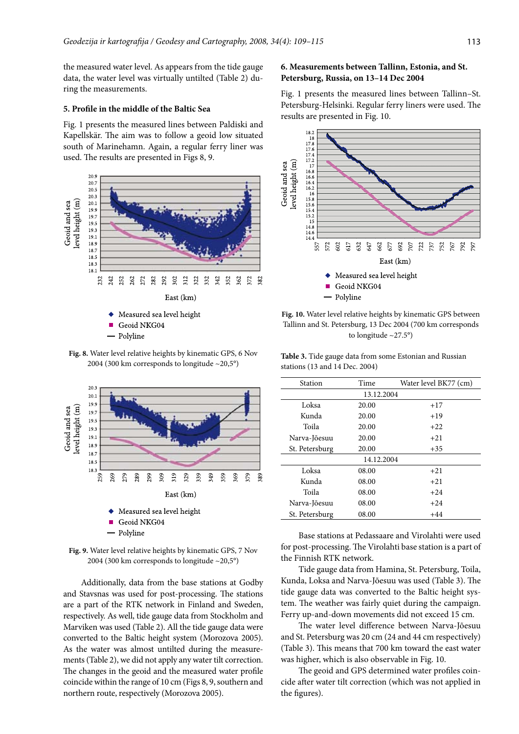the measured water level. As appears from the tide gauge data, the water level was virtually untilted (Table 2) during the measurements.

## 5. Profile in the middle of the Baltic Sea

Fig. 1 presents the measured lines between Paldiski and Kapellskär. The aim was to follow a geoid low situated south of Marinehamn. Again, a regular ferry liner was used. The results are presented in Figs 8, 9.

**Fig. 8.** Water level relative heights by kinematic GPS, 6 Nov 2004 (300 km corresponds to longitude ~20,5°)

**Fig. 9.** Water level relative heights by kinematic GPS, 7 Nov 2004 (300 km corresponds to longitude ~20,5°)

Additionally, data from the base stations at Godby and Stavsnas was used for post-processing. These stations are a part of the RTK network in Finland and Sweden, respectively. As well, tide gauge data from Stockholm and Marviken was used (Table 2). All the tide gauge data were converted to the Baltic height system (Morozova 2005). As the water was almost untilted during the measurements (Table 2), we did not apply any water tilt correction. The changes in the geoid and the measured water profile coincide within the range of 10 cm (Figs 8, 9, southern and northern route, respectively (Morozova 2005).

## 6. Measurements between Tallinn, Estonia, and St. Petersburg, Russia, on 13–14 Dec 2004

Fig. 1 presents the measured lines between Tallinn–St. Petersburg-Helsinki. Regular ferry liners were used. The results are presented in Fig. 10.

**Fig. 10.** Water level relative heights by kinematic GPS between Tallinn and St. Petersburg, 13 Dec 2004 (700 km corresponds to longitude ~27.5°)

**Table 3.** Tide gauge data from some Estonian and Russian stations (13 and 14 Dec. 2004)

| Station | Time | Water level BK77 (cm) |
|---|---|---|
| | 13.12.2004 | |
| Loksa | 20.00 | +17 |
| Kunda | 20.00 | +19 |
| Toila | 20.00 | +22 |
| Narva-Jõesuu | 20.00 | +21 |
| St. Petersburg | 20.00 | +35 |
| | 14.12.2004 | |
| Loksa | 08.00 | +21 |
| Kunda | 08.00 | +21 |
| Toila | 08.00 | +24 |
| Narva-Jõesuu | 08.00 | +24 |
| St. Petersburg | 08.00 | +44 |

Base stations at Pedassaare and Virolahti were used for post-processing. The Virolahti base station is a part of the Finnish RTK network.

Tide gauge data from Hamina, St. Petersburg, Toila, Kunda, Loksa and Narva-Jõesuu was used (Table 3). The tide gauge data was converted to the Baltic height system. The weather was fairly quiet during the campaign. Ferry up-and-down movements did not exceed 15 cm.

The water level difference between Narva-Jõesuu and St. Petersburg was 20 cm (24 and 44 cm respectively) (Table 3). This means that 700 km toward the east water was higher, which is also observable in Fig. 10.

The geoid and GPS determined water profiles coincide after water tilt correction (which was not applied in the figures).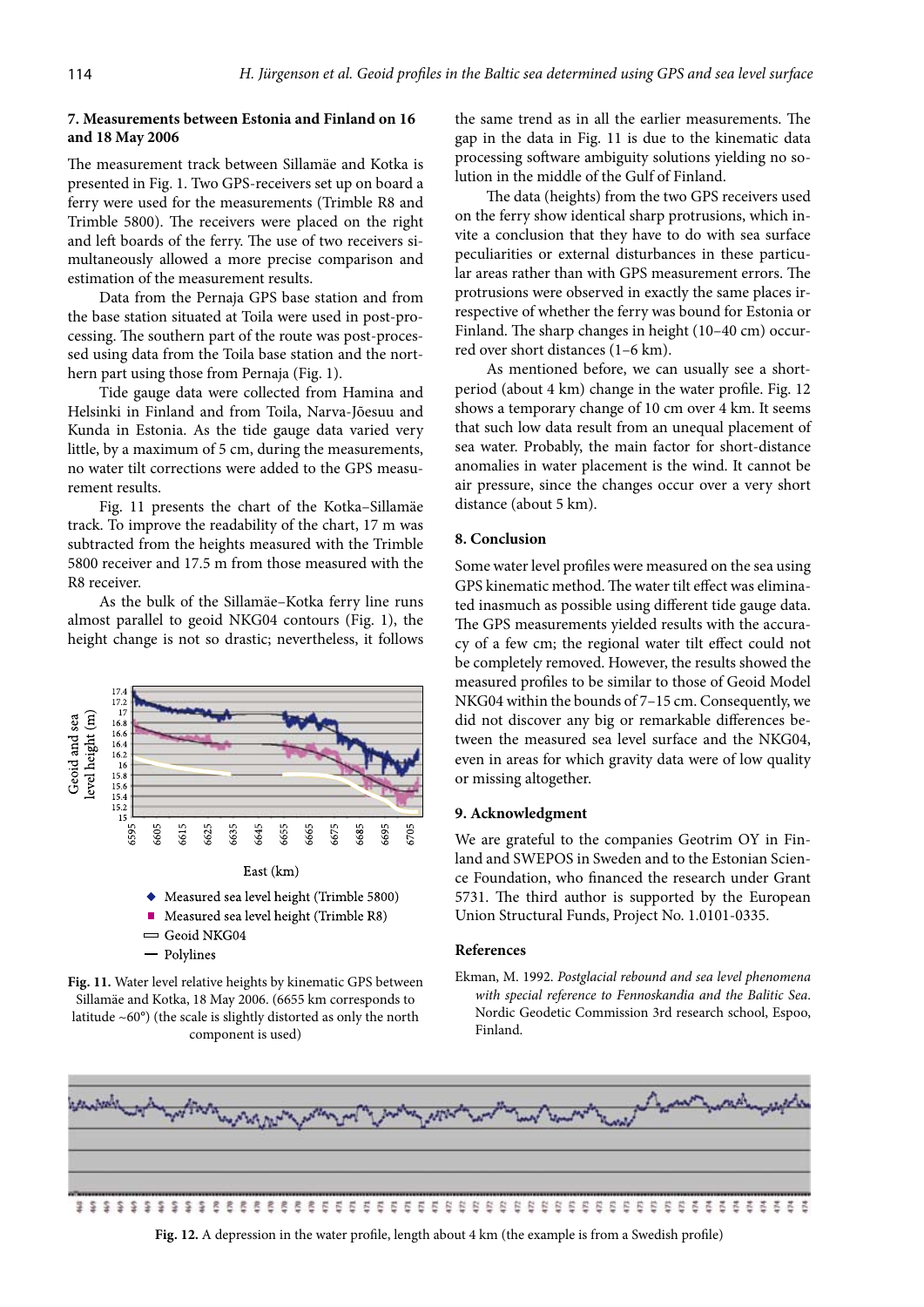## 7. Measurements between Estonia and Finland on 16 and 18 May 2006

The measurement track between Sillamäe and Kotka is presented in Fig. 1. Two GPS-receivers set up on board a ferry were used for the measurements (Trimble R8 and Trimble 5800). The receivers were placed on the right and left boards of the ferry. The use of two receivers simultaneously allowed a more precise comparison and estimation of the measurement results.

Data from the Pernaja GPS base station and from the base station situated at Toila were used in post-processing. The southern part of the route was post-processed using data from the Toila base station and the northern part using those from Pernaja (Fig. 1).

Tide gauge data were collected from Hamina and Helsinki in Finland and from Toila, Narva-Jõesuu and Kunda in Estonia. As the tide gauge data varied very little, by a maximum of 5 cm, during the measurements, no water tilt corrections were added to the GPS measurement results.

Fig. 11 presents the chart of the Kotka–Sillamäe track. To improve the readability of the chart, 17 m was subtracted from the heights measured with the Trimble 5800 receiver and 17.5 m from those measured with the R8 receiver.

As the bulk of the Sillamäe–Kotka ferry line runs almost parallel to geoid NKG04 contours (Fig. 1), the height change is not so drastic; nevertheless, it follows the same trend as in all the earlier measurements. The gap in the data in Fig. 11 is due to the kinematic data processing software ambiguity solutions yielding no solution in the middle of the Gulf of Finland.

**Fig. 11.** Water level relative heights by kinematic GPS between Sillamäe and Kotka, 18 May 2006. (6655 km corresponds to latitude ~60°) (the scale is slightly distorted as only the north component is used)

The data (heights) from the two GPS receivers used on the ferry show identical sharp protrusions, which invite a conclusion that they have to do with sea surface peculiarities or external disturbances in these particular areas rather than with GPS measurement errors. The protrusions were observed in exactly the same places irrespective of whether the ferry was bound for Estonia or Finland. The sharp changes in height (10–40 cm) occurred over short distances (1–6 km).

As mentioned before, we can usually see a short-period (about 4 km) change in the water profile. Fig. 12 shows a temporary change of 10 cm over 4 km. It seems that such low data result from an unequal placement of sea water. Probably, the main factor for short-distance anomalies in water placement is the wind. It cannot be air pressure, since the changes occur over a very short distance (about 5 km).

## 8. Conclusion

Some water level profiles were measured on the sea using GPS kinematic method. The water tilt effect was eliminated inasmuch as possible using different tide gauge data. The GPS measurements yielded results with the accuracy of a few cm; the regional water tilt effect could not be completely removed. However, the results showed the measured profiles to be similar to those of Geoid Model NKG04 within the bounds of 7–15 cm. Consequently, we did not discover any big or remarkable differences between the measured sea level surface and the NKG04, even in areas for which gravity data were of low quality or missing altogether.

## 9. Acknowledgment

We are grateful to the companies Geotrim OY in Finland and SWEPOS in Sweden and to the Estonian Science Foundation, who financed the research under Grant 5731. The third author is supported by the European Union Structural Funds, Project No. 1.0101-0335.

## References

Ekman, M. 1992. *Postglacial rebound and sea level phenomena with special reference to Fennoskandia and the Balitic Sea.* Nordic Geodetic Commission 3rd research school, Espoo, Finland.

**Fig. 12.** A depression in the water profile, length about 4 km (the example is from a Swedish profile)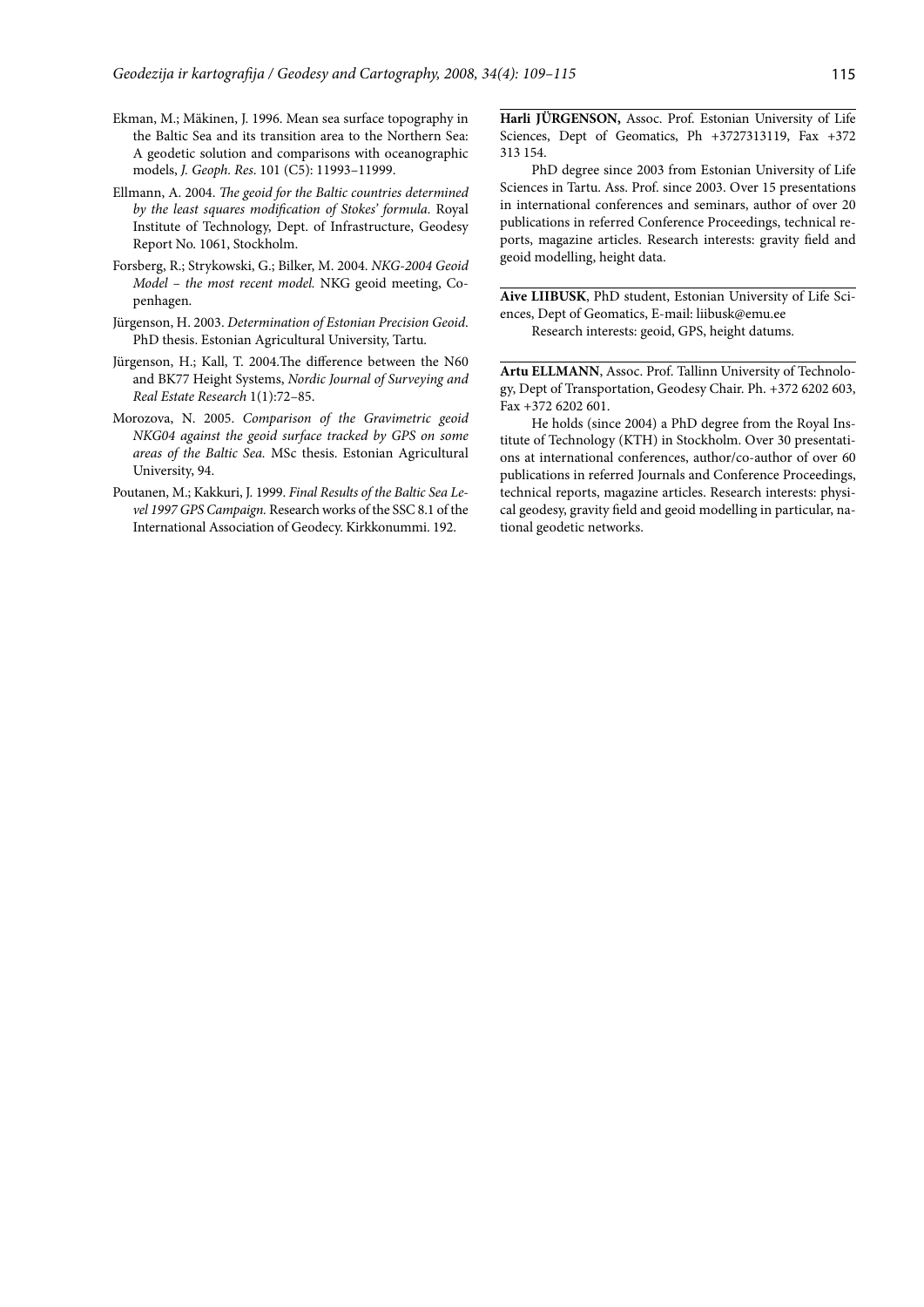Ekman, M.; Mäkinen, J. 1996. Mean sea surface topography in the Baltic Sea and its transition area to the Northern Sea: A geodetic solution and comparisons with oceanographic models, *J. Geoph. Res*. 101 (C5): 11993–11999.

Ellmann, A. 2004. *The geoid for the Baltic countries determined by the least squares modification of Stokes' formula*. Royal Institute of Technology, Dept. of Infrastructure, Geodesy Report No. 1061, Stockholm.

Forsberg, R.; Strykowski, G.; Bilker, M. 2004. *NKG-2004 Geoid Model – the most recent model.* NKG geoid meeting, Copenhagen.

Jürgenson, H. 2003. *Determination of Estonian Precision Geoid*. PhD thesis. Estonian Agricultural University, Tartu.

Jürgenson, H.; Kall, T. 2004.The difference between the N60 and BK77 Height Systems, *Nordic Journal of Surveying and Real Estate Research* 1(1):72–85.

Morozova, N. 2005. *Comparison of the Gravimetric geoid NKG04 against the geoid surface tracked by GPS on some areas of the Baltic Sea.* MSc thesis. Estonian Agricultural University, 94.

Poutanen, M.; Kakkuri, J. 1999. *Final Results of the Baltic Sea Level 1997 GPS Campaign.* Research works of the SSC 8.1 of the International Association of Geodecy. Kirkkonummi. 192.

---

**Harli JÜRGENSON,** Assoc. Prof. Estonian University of Life Sciences, Dept of Geomatics, Ph +3727313119, Fax +372 313 154.

PhD degree since 2003 from Estonian University of Life Sciences in Tartu. Ass. Prof. since 2003. Over 15 presentations in international conferences and seminars, author of over 20 publications in referred Conference Proceedings, technical reports, magazine articles. Research interests: gravity field and geoid modelling, height data.

---

**Aive LIIBUSK**, PhD student, Estonian University of Life Sciences, Dept of Geomatics, E-mail: liibusk@emu.ee

Research interests: geoid, GPS, height datums.

---

**Artu ELLMANN**, Assoc. Prof. Tallinn University of Technology, Dept of Transportation, Geodesy Chair. Ph. +372 6202 603, Fax +372 6202 601.

He holds (since 2004) a PhD degree from the Royal Institute of Technology (KTH) in Stockholm. Over 30 presentations at international conferences, author/co-author of over 60 publications in referred Journals and Conference Proceedings, technical reports, magazine articles. Research interests: physical geodesy, gravity field and geoid modelling in particular, national geodetic networks.